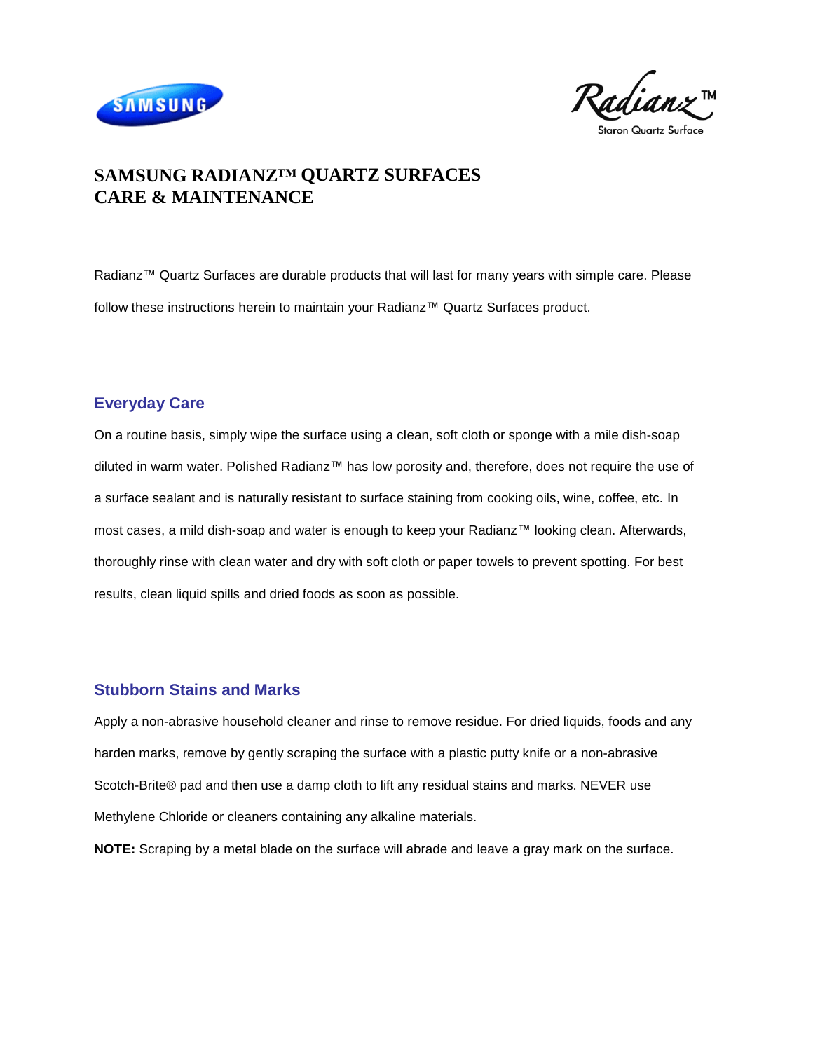# SAMSUNG RADIANZ™ QUARTZ SURFACES CARE & MAINTENANCE

Radianz™ Quartz Surfaces are durable products that will last for many years with simple care. Please follow these instructions herein to maintain your Radianz™ Quartz Surfaces product.

## Everyday Care

On a routine basis, simply wipe the surface using a clean, soft cloth or sponge with a mile dish-soap diluted in warm water. Polished Radianz™ has low porosity and, therefore, does not require the use of a surface sealant and is naturally resistant to surface staining from cooking oils, wine, coffee, etc. In most cases, a mild dish-soap and water is enough to keep your Radianz™ looking clean. Afterwards, thoroughly rinse with clean water and dry with soft cloth or paper towels to prevent spotting. For best results, clean liquid spills and dried foods as soon as possible.

## Stubborn Stains and Marks

Apply a non-abrasive household cleaner and rinse to remove residue. For dried liquids, foods and any harden marks, remove by gently scraping the surface with a plastic putty knife or a non-abrasive Scotch-Brite® pad and then use a damp cloth to lift any residual stains and marks. NEVER use Methylene Chloride or cleaners containing any alkaline materials.

**NOTE:** Scraping by a metal blade on the surface will abrade and leave a gray mark on the surface.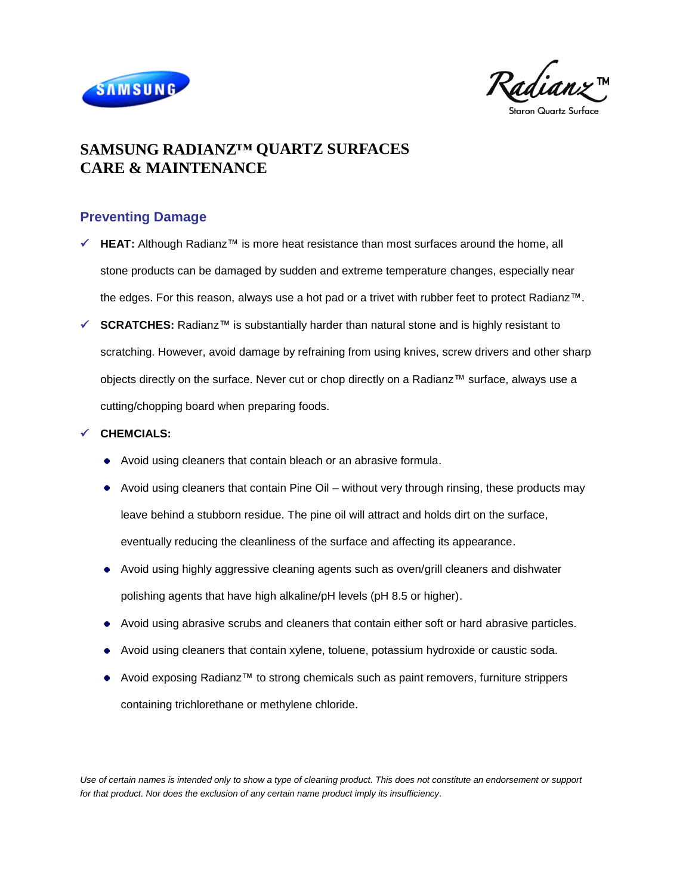# SAMSUNG RADIANZ™ QUARTZ SURFACES
# CARE & MAINTENANCE

## Preventing Damage

- ✓ **HEAT:** Although Radianz™ is more heat resistance than most surfaces around the home, all stone products can be damaged by sudden and extreme temperature changes, especially near the edges. For this reason, always use a hot pad or a trivet with rubber feet to protect Radianz™.
- ✓ **SCRATCHES:** Radianz™ is substantially harder than natural stone and is highly resistant to scratching. However, avoid damage by refraining from using knives, screw drivers and other sharp objects directly on the surface. Never cut or chop directly on a Radianz™ surface, always use a cutting/chopping board when preparing foods.
- ✓ **CHEMCIALS:**
  - Avoid using cleaners that contain bleach or an abrasive formula.
  - Avoid using cleaners that contain Pine Oil – without very through rinsing, these products may leave behind a stubborn residue. The pine oil will attract and holds dirt on the surface, eventually reducing the cleanliness of the surface and affecting its appearance.
  - Avoid using highly aggressive cleaning agents such as oven/grill cleaners and dishwater polishing agents that have high alkaline/pH levels (pH 8.5 or higher).
  - Avoid using abrasive scrubs and cleaners that contain either soft or hard abrasive particles.
  - Avoid using cleaners that contain xylene, toluene, potassium hydroxide or caustic soda.
  - Avoid exposing Radianz™ to strong chemicals such as paint removers, furniture strippers containing trichlorethane or methylene chloride.

*Use of certain names is intended only to show a type of cleaning product. This does not constitute an endorsement or support for that product. Nor does the exclusion of any certain name product imply its insufficiency.*